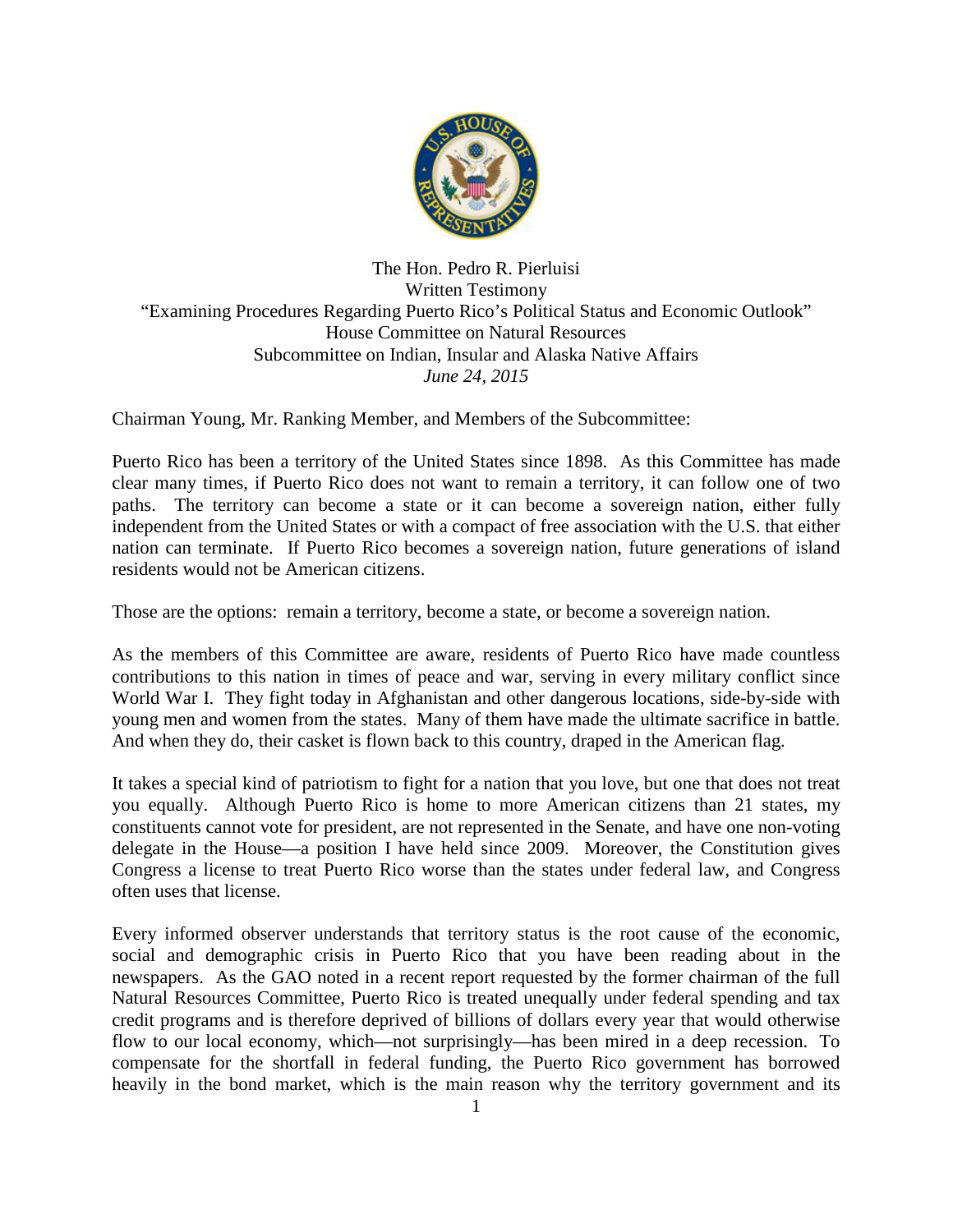The Hon. Pedro R. Pierluisi
Written Testimony
"Examining Procedures Regarding Puerto Rico's Political Status and Economic Outlook"
House Committee on Natural Resources
Subcommittee on Indian, Insular and Alaska Native Affairs
*June 24, 2015*

Chairman Young, Mr. Ranking Member, and Members of the Subcommittee:

Puerto Rico has been a territory of the United States since 1898. As this Committee has made clear many times, if Puerto Rico does not want to remain a territory, it can follow one of two paths. The territory can become a state or it can become a sovereign nation, either fully independent from the United States or with a compact of free association with the U.S. that either nation can terminate. If Puerto Rico becomes a sovereign nation, future generations of island residents would not be American citizens.

Those are the options: remain a territory, become a state, or become a sovereign nation.

As the members of this Committee are aware, residents of Puerto Rico have made countless contributions to this nation in times of peace and war, serving in every military conflict since World War I. They fight today in Afghanistan and other dangerous locations, side-by-side with young men and women from the states. Many of them have made the ultimate sacrifice in battle. And when they do, their casket is flown back to this country, draped in the American flag.

It takes a special kind of patriotism to fight for a nation that you love, but one that does not treat you equally. Although Puerto Rico is home to more American citizens than 21 states, my constituents cannot vote for president, are not represented in the Senate, and have one non-voting delegate in the House—a position I have held since 2009. Moreover, the Constitution gives Congress a license to treat Puerto Rico worse than the states under federal law, and Congress often uses that license.

Every informed observer understands that territory status is the root cause of the economic, social and demographic crisis in Puerto Rico that you have been reading about in the newspapers. As the GAO noted in a recent report requested by the former chairman of the full Natural Resources Committee, Puerto Rico is treated unequally under federal spending and tax credit programs and is therefore deprived of billions of dollars every year that would otherwise flow to our local economy, which—not surprisingly—has been mired in a deep recession. To compensate for the shortfall in federal funding, the Puerto Rico government has borrowed heavily in the bond market, which is the main reason why the territory government and its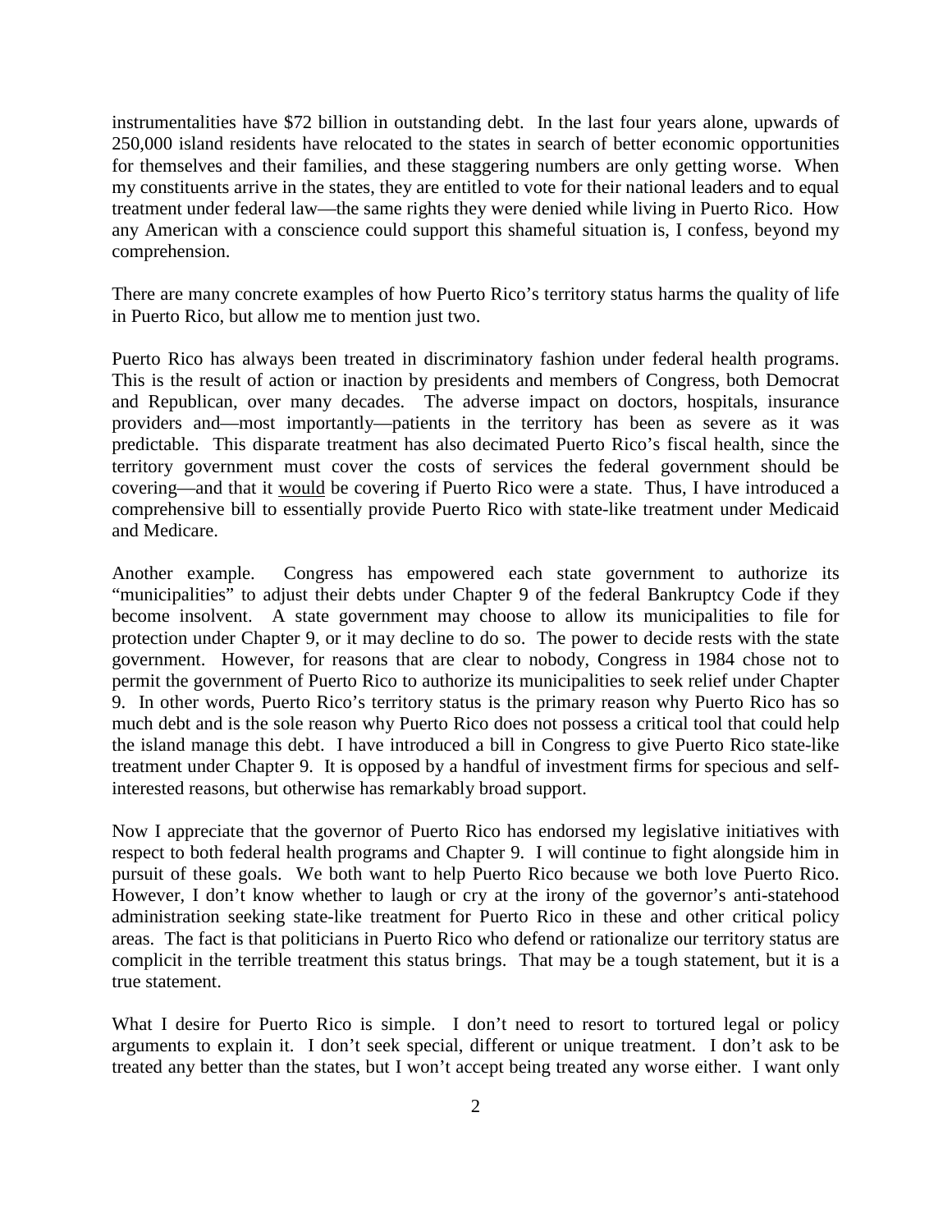instrumentalities have $72 billion in outstanding debt. In the last four years alone, upwards of 250,000 island residents have relocated to the states in search of better economic opportunities for themselves and their families, and these staggering numbers are only getting worse. When my constituents arrive in the states, they are entitled to vote for their national leaders and to equal treatment under federal law—the same rights they were denied while living in Puerto Rico. How any American with a conscience could support this shameful situation is, I confess, beyond my comprehension.

There are many concrete examples of how Puerto Rico's territory status harms the quality of life in Puerto Rico, but allow me to mention just two.

Puerto Rico has always been treated in discriminatory fashion under federal health programs. This is the result of action or inaction by presidents and members of Congress, both Democrat and Republican, over many decades. The adverse impact on doctors, hospitals, insurance providers and—most importantly—patients in the territory has been as severe as it was predictable. This disparate treatment has also decimated Puerto Rico's fiscal health, since the territory government must cover the costs of services the federal government should be covering—and that it <u>would</u> be covering if Puerto Rico were a state. Thus, I have introduced a comprehensive bill to essentially provide Puerto Rico with state-like treatment under Medicaid and Medicare.

Another example. Congress has empowered each state government to authorize its "municipalities" to adjust their debts under Chapter 9 of the federal Bankruptcy Code if they become insolvent. A state government may choose to allow its municipalities to file for protection under Chapter 9, or it may decline to do so. The power to decide rests with the state government. However, for reasons that are clear to nobody, Congress in 1984 chose not to permit the government of Puerto Rico to authorize its municipalities to seek relief under Chapter 9. In other words, Puerto Rico's territory status is the primary reason why Puerto Rico has so much debt and is the sole reason why Puerto Rico does not possess a critical tool that could help the island manage this debt. I have introduced a bill in Congress to give Puerto Rico state-like treatment under Chapter 9. It is opposed by a handful of investment firms for specious and self-interested reasons, but otherwise has remarkably broad support.

Now I appreciate that the governor of Puerto Rico has endorsed my legislative initiatives with respect to both federal health programs and Chapter 9. I will continue to fight alongside him in pursuit of these goals. We both want to help Puerto Rico because we both love Puerto Rico. However, I don't know whether to laugh or cry at the irony of the governor's anti-statehood administration seeking state-like treatment for Puerto Rico in these and other critical policy areas. The fact is that politicians in Puerto Rico who defend or rationalize our territory status are complicit in the terrible treatment this status brings. That may be a tough statement, but it is a true statement.

What I desire for Puerto Rico is simple. I don't need to resort to tortured legal or policy arguments to explain it. I don't seek special, different or unique treatment. I don't ask to be treated any better than the states, but I won't accept being treated any worse either. I want only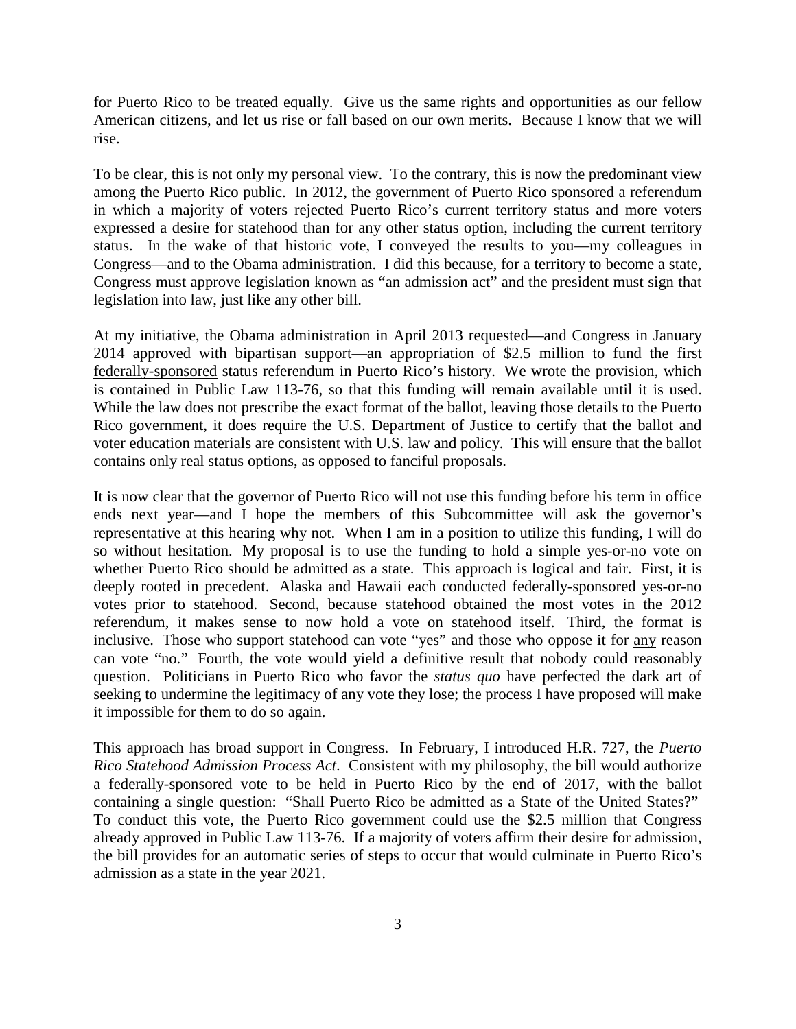for Puerto Rico to be treated equally. Give us the same rights and opportunities as our fellow American citizens, and let us rise or fall based on our own merits. Because I know that we will rise.

To be clear, this is not only my personal view. To the contrary, this is now the predominant view among the Puerto Rico public. In 2012, the government of Puerto Rico sponsored a referendum in which a majority of voters rejected Puerto Rico's current territory status and more voters expressed a desire for statehood than for any other status option, including the current territory status. In the wake of that historic vote, I conveyed the results to you—my colleagues in Congress—and to the Obama administration. I did this because, for a territory to become a state, Congress must approve legislation known as "an admission act" and the president must sign that legislation into law, just like any other bill.

At my initiative, the Obama administration in April 2013 requested—and Congress in January 2014 approved with bipartisan support—an appropriation of $2.5 million to fund the first <u>federally-sponsored</u> status referendum in Puerto Rico's history. We wrote the provision, which is contained in Public Law 113-76, so that this funding will remain available until it is used. While the law does not prescribe the exact format of the ballot, leaving those details to the Puerto Rico government, it does require the U.S. Department of Justice to certify that the ballot and voter education materials are consistent with U.S. law and policy. This will ensure that the ballot contains only real status options, as opposed to fanciful proposals.

It is now clear that the governor of Puerto Rico will not use this funding before his term in office ends next year—and I hope the members of this Subcommittee will ask the governor's representative at this hearing why not. When I am in a position to utilize this funding, I will do so without hesitation. My proposal is to use the funding to hold a simple yes-or-no vote on whether Puerto Rico should be admitted as a state. This approach is logical and fair. First, it is deeply rooted in precedent. Alaska and Hawaii each conducted federally-sponsored yes-or-no votes prior to statehood. Second, because statehood obtained the most votes in the 2012 referendum, it makes sense to now hold a vote on statehood itself. Third, the format is inclusive. Those who support statehood can vote "yes" and those who oppose it for <u>any</u> reason can vote "no." Fourth, the vote would yield a definitive result that nobody could reasonably question. Politicians in Puerto Rico who favor the *status quo* have perfected the dark art of seeking to undermine the legitimacy of any vote they lose; the process I have proposed will make it impossible for them to do so again.

This approach has broad support in Congress. In February, I introduced H.R. 727, the *Puerto Rico Statehood Admission Process Act*. Consistent with my philosophy, the bill would authorize a federally-sponsored vote to be held in Puerto Rico by the end of 2017, with the ballot containing a single question: "Shall Puerto Rico be admitted as a State of the United States?" To conduct this vote, the Puerto Rico government could use the $2.5 million that Congress already approved in Public Law 113-76. If a majority of voters affirm their desire for admission, the bill provides for an automatic series of steps to occur that would culminate in Puerto Rico's admission as a state in the year 2021.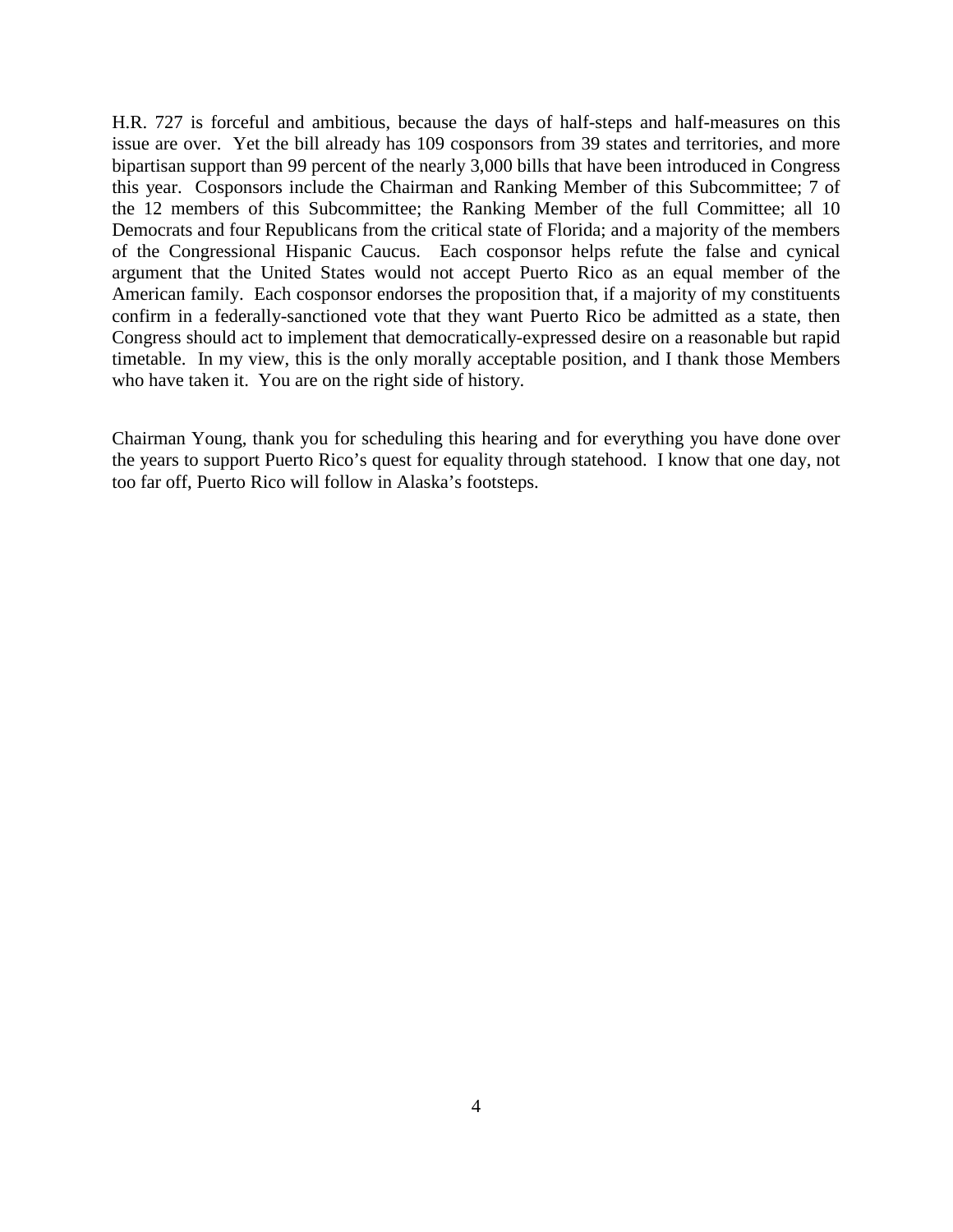H.R. 727 is forceful and ambitious, because the days of half-steps and half-measures on this issue are over. Yet the bill already has 109 cosponsors from 39 states and territories, and more bipartisan support than 99 percent of the nearly 3,000 bills that have been introduced in Congress this year. Cosponsors include the Chairman and Ranking Member of this Subcommittee; 7 of the 12 members of this Subcommittee; the Ranking Member of the full Committee; all 10 Democrats and four Republicans from the critical state of Florida; and a majority of the members of the Congressional Hispanic Caucus. Each cosponsor helps refute the false and cynical argument that the United States would not accept Puerto Rico as an equal member of the American family. Each cosponsor endorses the proposition that, if a majority of my constituents confirm in a federally-sanctioned vote that they want Puerto Rico be admitted as a state, then Congress should act to implement that democratically-expressed desire on a reasonable but rapid timetable. In my view, this is the only morally acceptable position, and I thank those Members who have taken it. You are on the right side of history.

Chairman Young, thank you for scheduling this hearing and for everything you have done over the years to support Puerto Rico's quest for equality through statehood. I know that one day, not too far off, Puerto Rico will follow in Alaska's footsteps.